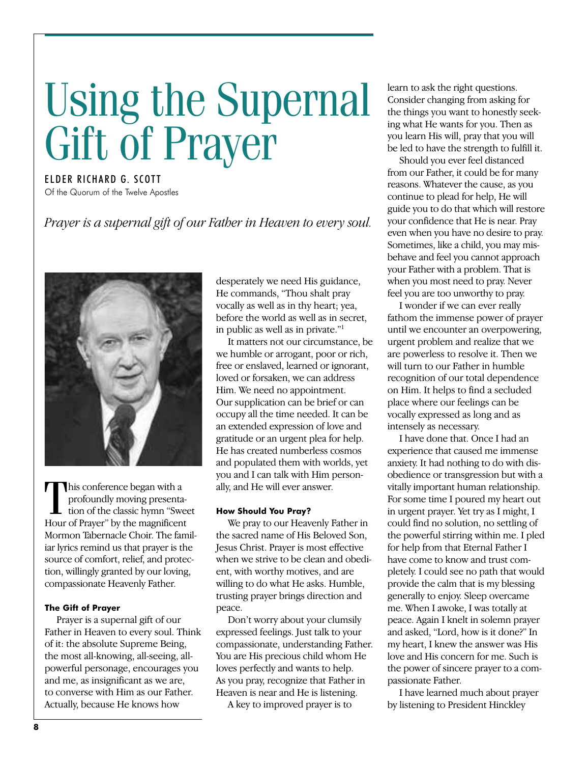# Using the Supernal Gift of Prayer

ELDER RICHARD G. SCOTT
Of the Quorum of the Twelve Apostles

*Prayer is a supernal gift of our Father in Heaven to every soul.*

This conference began with a profoundly moving presentation of the classic hymn "Sweet Hour of Prayer" by the magnificent Mormon Tabernacle Choir. The familiar lyrics remind us that prayer is the source of comfort, relief, and protection, willingly granted by our loving, compassionate Heavenly Father.

**The Gift of Prayer**

Prayer is a supernal gift of our Father in Heaven to every soul. Think of it: the absolute Supreme Being, the most all-knowing, all-seeing, all-powerful personage, encourages you and me, as insignificant as we are, to converse with Him as our Father. Actually, because He knows how desperately we need His guidance, He commands, "Thou shalt pray vocally as well as in thy heart; yea, before the world as well as in secret, in public as well as in private."[1]

It matters not our circumstance, be we humble or arrogant, poor or rich, free or enslaved, learned or ignorant, loved or forsaken, we can address Him. We need no appointment. Our supplication can be brief or can occupy all the time needed. It can be an extended expression of love and gratitude or an urgent plea for help. He has created numberless cosmos and populated them with worlds, yet you and I can talk with Him personally, and He will ever answer.

**How Should You Pray?**

We pray to our Heavenly Father in the sacred name of His Beloved Son, Jesus Christ. Prayer is most effective when we strive to be clean and obedient, with worthy motives, and are willing to do what He asks. Humble, trusting prayer brings direction and peace.

Don't worry about your clumsily expressed feelings. Just talk to your compassionate, understanding Father. You are His precious child whom He loves perfectly and wants to help. As you pray, recognize that Father in Heaven is near and He is listening.

A key to improved prayer is to learn to ask the right questions. Consider changing from asking for the things you want to honestly seeking what He wants for you. Then as you learn His will, pray that you will be led to have the strength to fulfill it.

Should you ever feel distanced from our Father, it could be for many reasons. Whatever the cause, as you continue to plead for help, He will guide you to do that which will restore your confidence that He is near. Pray even when you have no desire to pray. Sometimes, like a child, you may misbehave and feel you cannot approach your Father with a problem. That is when you most need to pray. Never feel you are too unworthy to pray.

I wonder if we can ever really fathom the immense power of prayer until we encounter an overpowering, urgent problem and realize that we are powerless to resolve it. Then we will turn to our Father in humble recognition of our total dependence on Him. It helps to find a secluded place where our feelings can be vocally expressed as long and as intensely as necessary.

I have done that. Once I had an experience that caused me immense anxiety. It had nothing to do with disobedience or transgression but with a vitally important human relationship. For some time I poured my heart out in urgent prayer. Yet try as I might, I could find no solution, no settling of the powerful stirring within me. I pled for help from that Eternal Father I have come to know and trust completely. I could see no path that would provide the calm that is my blessing generally to enjoy. Sleep overcame me. When I awoke, I was totally at peace. Again I knelt in solemn prayer and asked, "Lord, how is it done?" In my heart, I knew the answer was His love and His concern for me. Such is the power of sincere prayer to a compassionate Father.

I have learned much about prayer by listening to President Hinckley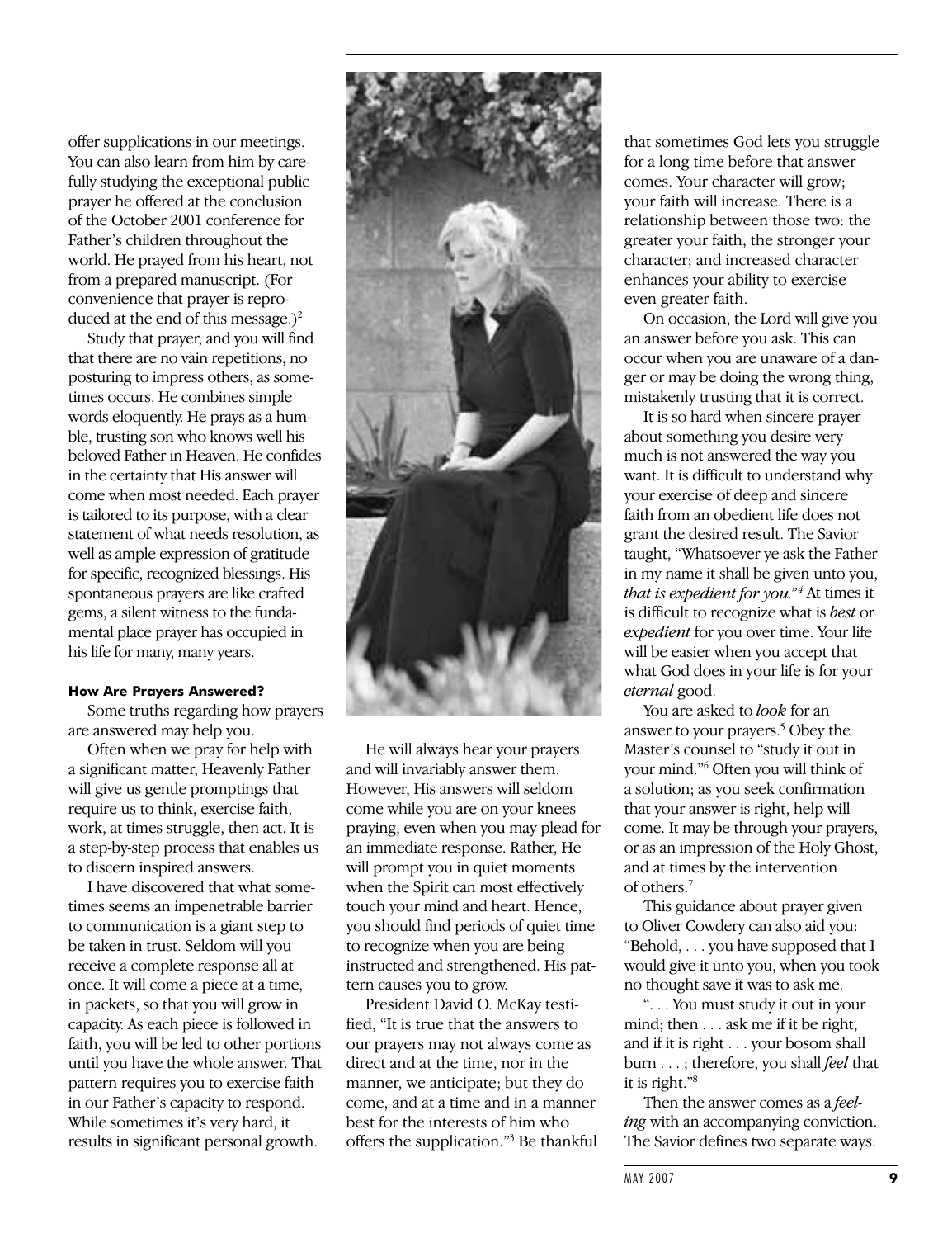offer supplications in our meetings. You can also learn from him by carefully studying the exceptional public prayer he offered at the conclusion of the October 2001 conference for Father's children throughout the world. He prayed from his heart, not from a prepared manuscript. (For convenience that prayer is reproduced at the end of this message.)[2]

Study that prayer, and you will find that there are no vain repetitions, no posturing to impress others, as sometimes occurs. He combines simple words eloquently. He prays as a humble, trusting son who knows well his beloved Father in Heaven. He confides in the certainty that His answer will come when most needed. Each prayer is tailored to its purpose, with a clear statement of what needs resolution, as well as ample expression of gratitude for specific, recognized blessings. His spontaneous prayers are like crafted gems, a silent witness to the fundamental place prayer has occupied in his life for many, many years.

#### How Are Prayers Answered?

Some truths regarding how prayers are answered may help you.

Often when we pray for help with a significant matter, Heavenly Father will give us gentle promptings that require us to think, exercise faith, work, at times struggle, then act. It is a step-by-step process that enables us to discern inspired answers.

I have discovered that what sometimes seems an impenetrable barrier to communication is a giant step to be taken in trust. Seldom will you receive a complete response all at once. It will come a piece at a time, in packets, so that you will grow in capacity. As each piece is followed in faith, you will be led to other portions until you have the whole answer. That pattern requires you to exercise faith in our Father's capacity to respond. While sometimes it's very hard, it results in significant personal growth.

He will always hear your prayers and will invariably answer them. However, His answers will seldom come while you are on your knees praying, even when you may plead for an immediate response. Rather, He will prompt you in quiet moments when the Spirit can most effectively touch your mind and heart. Hence, you should find periods of quiet time to recognize when you are being instructed and strengthened. His pattern causes you to grow.

President David O. McKay testified, "It is true that the answers to our prayers may not always come as direct and at the time, nor in the manner, we anticipate; but they do come, and at a time and in a manner best for the interests of him who offers the supplication."[3] Be thankful that sometimes God lets you struggle for a long time before that answer comes. Your character will grow; your faith will increase. There is a relationship between those two: the greater your faith, the stronger your character; and increased character enhances your ability to exercise even greater faith.

On occasion, the Lord will give you an answer before you ask. This can occur when you are unaware of a danger or may be doing the wrong thing, mistakenly trusting that it is correct.

It is so hard when sincere prayer about something you desire very much is not answered the way you want. It is difficult to understand why your exercise of deep and sincere faith from an obedient life does not grant the desired result. The Savior taught, "Whatsoever ye ask the Father in my name it shall be given unto you, *that is expedient for you.*"[4] At times it is difficult to recognize what is *best* or *expedient* for you over time. Your life will be easier when you accept that what God does in your life is for your *eternal* good.

You are asked to *look* for an answer to your prayers.[5] Obey the Master's counsel to "study it out in your mind."[6] Often you will think of a solution; as you seek confirmation that your answer is right, help will come. It may be through your prayers, or as an impression of the Holy Ghost, and at times by the intervention of others.[7]

This guidance about prayer given to Oliver Cowdery can also aid you: "Behold, . . . you have supposed that I would give it unto you, when you took no thought save it was to ask me.

". . . You must study it out in your mind; then . . . ask me if it be right, and if it is right . . . your bosom shall burn . . . ; therefore, you shall *feel* that it is right."[8]

Then the answer comes as a *feeling* with an accompanying conviction. The Savior defines two separate ways: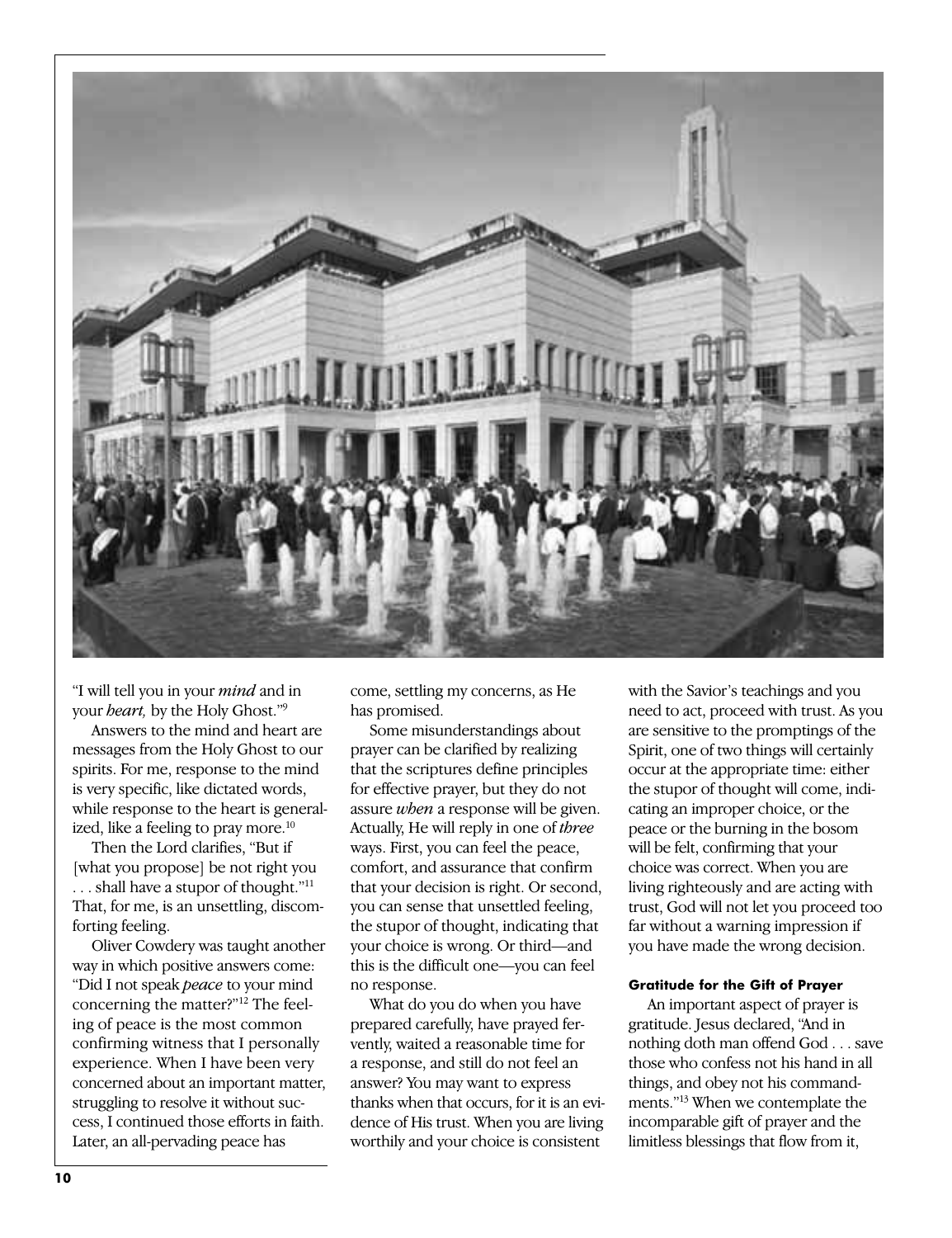"I will tell you in your *mind* and in your *heart,* by the Holy Ghost."[9]

Answers to the mind and heart are messages from the Holy Ghost to our spirits. For me, response to the mind is very specific, like dictated words, while response to the heart is generalized, like a feeling to pray more.[10]

Then the Lord clarifies, "But if [what you propose] be not right you . . . shall have a stupor of thought."[11] That, for me, is an unsettling, discomforting feeling.

Oliver Cowdery was taught another way in which positive answers come: "Did I not speak *peace* to your mind concerning the matter?"[12] The feeling of peace is the most common confirming witness that I personally experience. When I have been very concerned about an important matter, struggling to resolve it without success, I continued those efforts in faith. Later, an all-pervading peace has come, settling my concerns, as He has promised.

Some misunderstandings about prayer can be clarified by realizing that the scriptures define principles for effective prayer, but they do not assure *when* a response will be given. Actually, He will reply in one of *three* ways. First, you can feel the peace, comfort, and assurance that confirm that your decision is right. Or second, you can sense that unsettled feeling, the stupor of thought, indicating that your choice is wrong. Or third—and this is the difficult one—you can feel no response.

What do you do when you have prepared carefully, have prayed fervently, waited a reasonable time for a response, and still do not feel an answer? You may want to express thanks when that occurs, for it is an evidence of His trust. When you are living worthily and your choice is consistent with the Savior's teachings and you need to act, proceed with trust. As you are sensitive to the promptings of the Spirit, one of two things will certainly occur at the appropriate time: either the stupor of thought will come, indicating an improper choice, or the peace or the burning in the bosom will be felt, confirming that your choice was correct. When you are living righteously and are acting with trust, God will not let you proceed too far without a warning impression if you have made the wrong decision.

#### Gratitude for the Gift of Prayer

An important aspect of prayer is gratitude. Jesus declared, "And in nothing doth man offend God . . . save those who confess not his hand in all things, and obey not his commandments."[13] When we contemplate the incomparable gift of prayer and the limitless blessings that flow from it,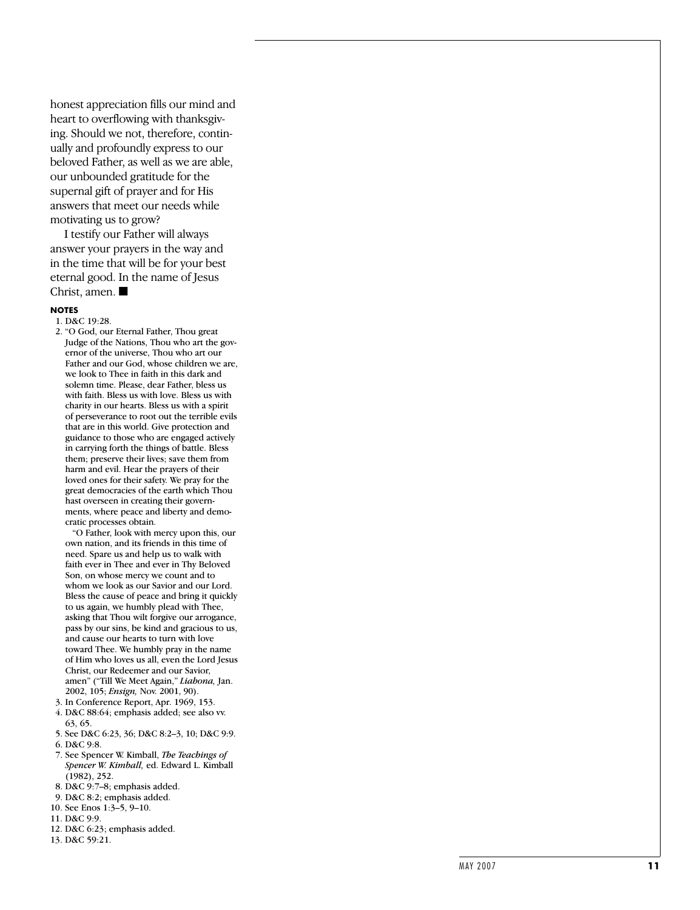honest appreciation fills our mind and heart to overflowing with thanksgiving. Should we not, therefore, continually and profoundly express to our beloved Father, as well as we are able, our unbounded gratitude for the supernal gift of prayer and for His answers that meet our needs while motivating us to grow?

I testify our Father will always answer your prayers in the way and in the time that will be for your best eternal good. In the name of Jesus Christ, amen. ■

**NOTES**

1. D&C 19:28.
2. "O God, our Eternal Father, Thou great Judge of the Nations, Thou who art the governor of the universe, Thou who art our Father and our God, whose children we are, we look to Thee in faith in this dark and solemn time. Please, dear Father, bless us with faith. Bless us with love. Bless us with charity in our hearts. Bless us with a spirit of perseverance to root out the terrible evils that are in this world. Give protection and guidance to those who are engaged actively in carrying forth the things of battle. Bless them; preserve their lives; save them from harm and evil. Hear the prayers of their loved ones for their safety. We pray for the great democracies of the earth which Thou hast overseen in creating their governments, where peace and liberty and democratic processes obtain.

   "O Father, look with mercy upon this, our own nation, and its friends in this time of need. Spare us and help us to walk with faith ever in Thee and ever in Thy Beloved Son, on whose mercy we count and to whom we look as our Savior and our Lord. Bless the cause of peace and bring it quickly to us again, we humbly plead with Thee, asking that Thou wilt forgive our arrogance, pass by our sins, be kind and gracious to us, and cause our hearts to turn with love toward Thee. We humbly pray in the name of Him who loves us all, even the Lord Jesus Christ, our Redeemer and our Savior, amen" ("Till We Meet Again," *Liahona,* Jan. 2002, 105; *Ensign,* Nov. 2001, 90).
3. In Conference Report, Apr. 1969, 153.
4. D&C 88:64; emphasis added; see also vv. 63, 65.
5. See D&C 6:23, 36; D&C 8:2–3, 10; D&C 9:9.
6. D&C 9:8.
7. See Spencer W. Kimball, *The Teachings of Spencer W. Kimball,* ed. Edward L. Kimball (1982), 252.
8. D&C 9:7–8; emphasis added.
9. D&C 8:2; emphasis added.
10. See Enos 1:3–5, 9–10.
11. D&C 9:9.
12. D&C 6:23; emphasis added.
13. D&C 59:21.